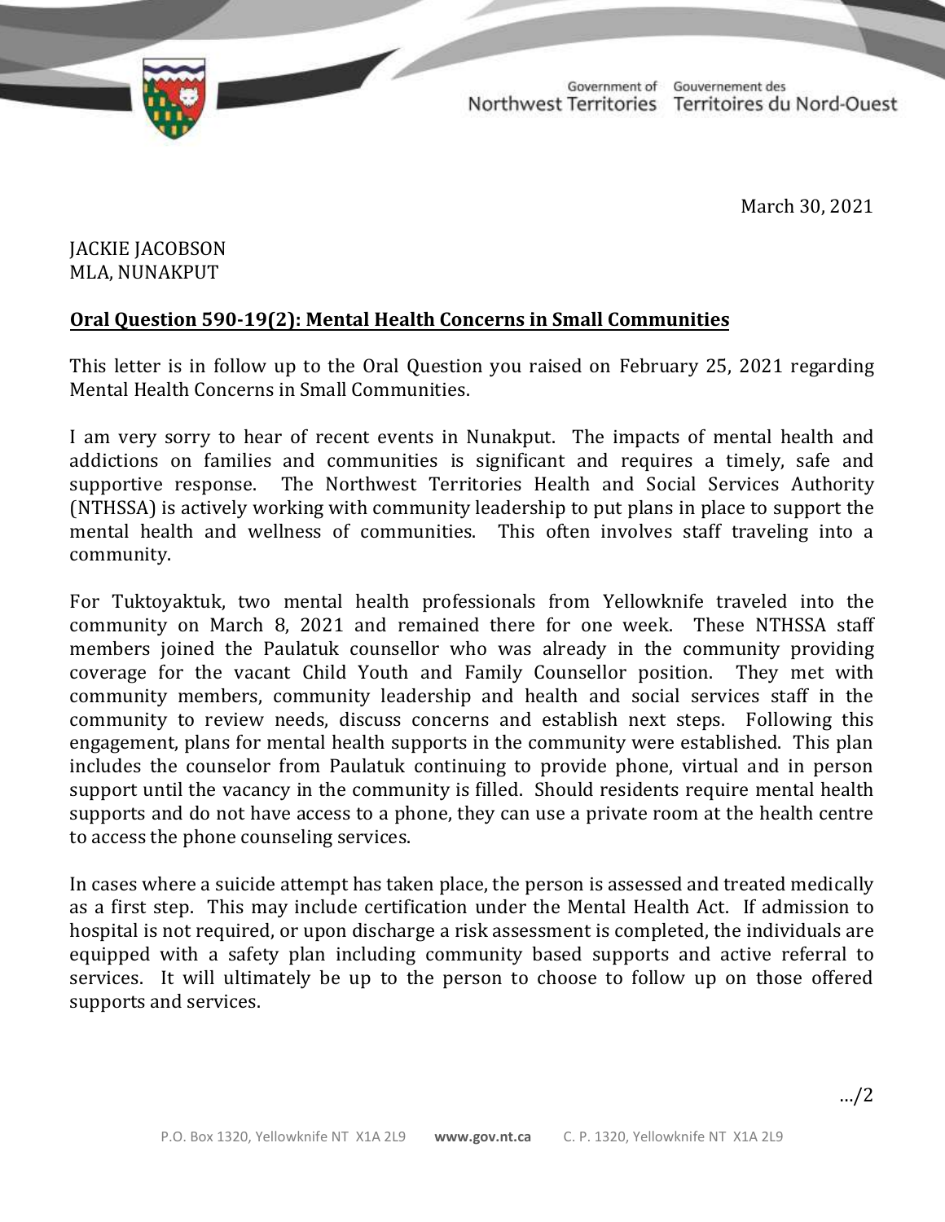Government of Northwest Territories | Gouvernement des Territoires du Nord-Ouest

March 30, 2021

JACKIE JACOBSON
MLA, NUNAKPUT

**Oral Question 590-19(2): Mental Health Concerns in Small Communities**

This letter is in follow up to the Oral Question you raised on February 25, 2021 regarding Mental Health Concerns in Small Communities.

I am very sorry to hear of recent events in Nunakput. The impacts of mental health and addictions on families and communities is significant and requires a timely, safe and supportive response. The Northwest Territories Health and Social Services Authority (NTHSSA) is actively working with community leadership to put plans in place to support the mental health and wellness of communities. This often involves staff traveling into a community.

For Tuktoyaktuk, two mental health professionals from Yellowknife traveled into the community on March 8, 2021 and remained there for one week. These NTHSSA staff members joined the Paulatuk counsellor who was already in the community providing coverage for the vacant Child Youth and Family Counsellor position. They met with community members, community leadership and health and social services staff in the community to review needs, discuss concerns and establish next steps. Following this engagement, plans for mental health supports in the community were established. This plan includes the counselor from Paulatuk continuing to provide phone, virtual and in person support until the vacancy in the community is filled. Should residents require mental health supports and do not have access to a phone, they can use a private room at the health centre to access the phone counseling services.

In cases where a suicide attempt has taken place, the person is assessed and treated medically as a first step. This may include certification under the Mental Health Act. If admission to hospital is not required, or upon discharge a risk assessment is completed, the individuals are equipped with a safety plan including community based supports and active referral to services. It will ultimately be up to the person to choose to follow up on those offered supports and services.

…/2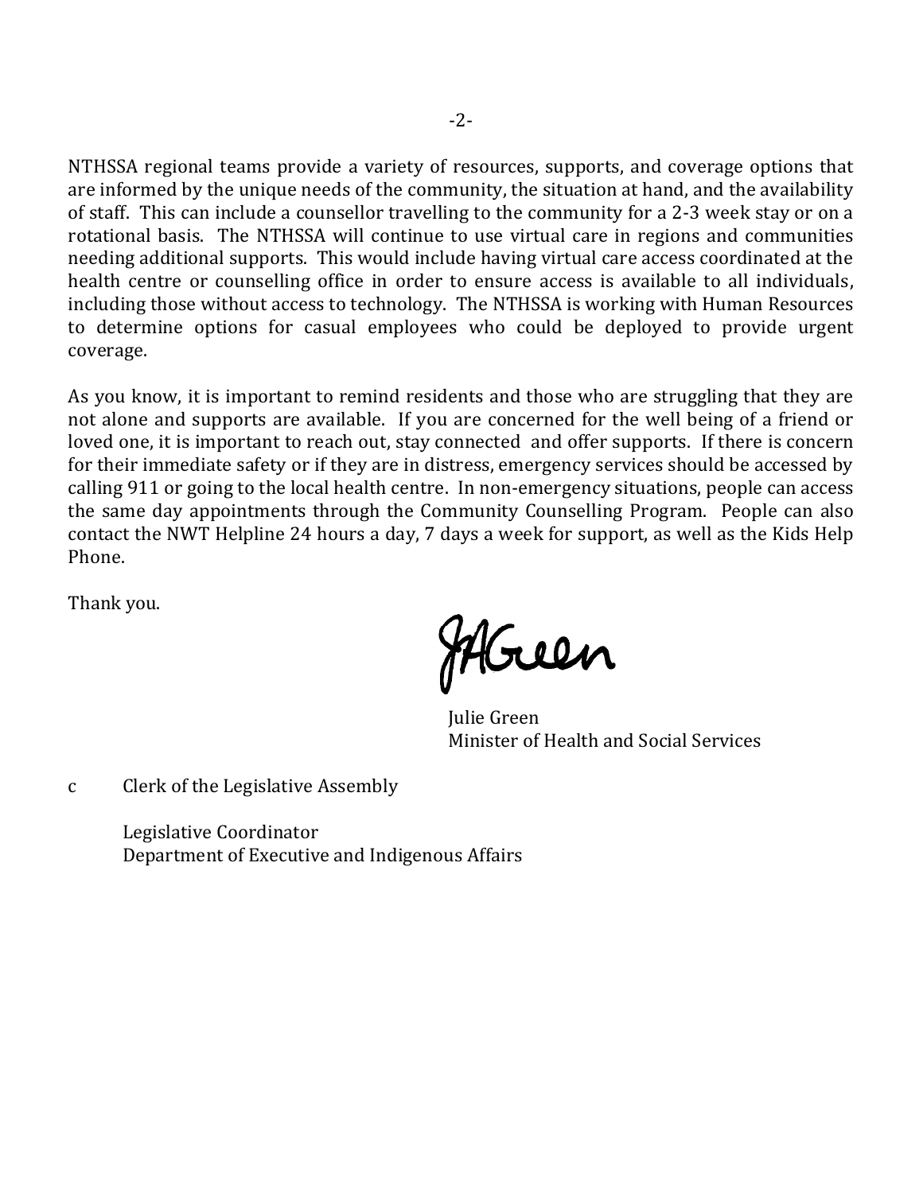NTHSSA regional teams provide a variety of resources, supports, and coverage options that are informed by the unique needs of the community, the situation at hand, and the availability of staff. This can include a counsellor travelling to the community for a 2-3 week stay or on a rotational basis. The NTHSSA will continue to use virtual care in regions and communities needing additional supports. This would include having virtual care access coordinated at the health centre or counselling office in order to ensure access is available to all individuals, including those without access to technology. The NTHSSA is working with Human Resources to determine options for casual employees who could be deployed to provide urgent coverage.

As you know, it is important to remind residents and those who are struggling that they are not alone and supports are available. If you are concerned for the well being of a friend or loved one, it is important to reach out, stay connected and offer supports. If there is concern for their immediate safety or if they are in distress, emergency services should be accessed by calling 911 or going to the local health centre. In non-emergency situations, people can access the same day appointments through the Community Counselling Program. People can also contact the NWT Helpline 24 hours a day, 7 days a week for support, as well as the Kids Help Phone.

Thank you.

JAGreen

Julie Green
Minister of Health and Social Services

c Clerk of the Legislative Assembly

Legislative Coordinator
Department of Executive and Indigenous Affairs